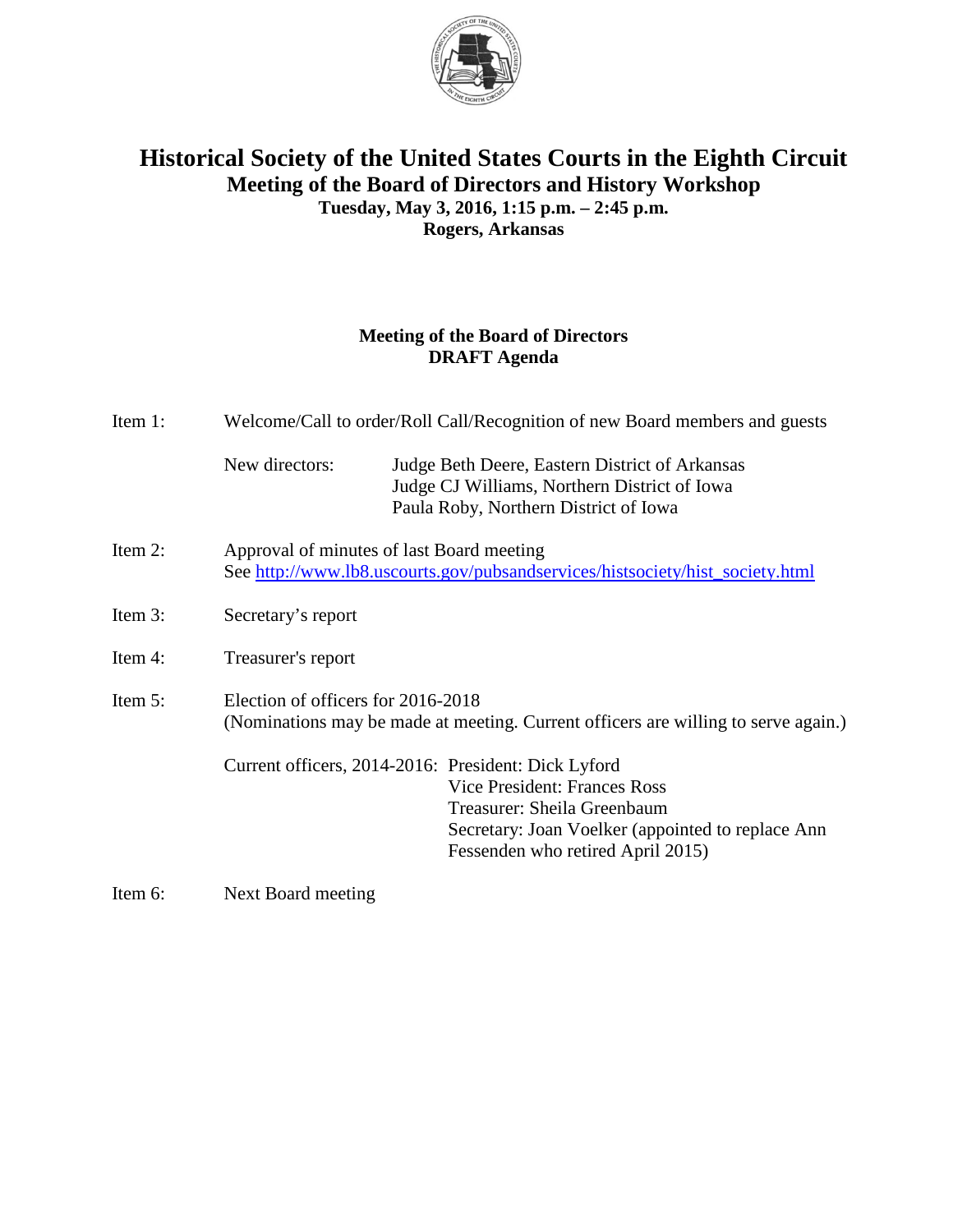# Historical Society of the United States Courts in the Eighth Circuit

## Meeting of the Board of Directors and History Workshop

**Tuesday, May 3, 2016, 1:15 p.m. – 2:45 p.m.**
**Rogers, Arkansas**

### Meeting of the Board of Directors
### DRAFT Agenda

Item 1: Welcome/Call to order/Roll Call/Recognition of new Board members and guests

New directors:
- Judge Beth Deere, Eastern District of Arkansas
- Judge CJ Williams, Northern District of Iowa
- Paula Roby, Northern District of Iowa

Item 2: Approval of minutes of last Board meeting
See http://www.lb8.uscourts.gov/pubsandservices/histsociety/hist_society.html

Item 3: Secretary's report

Item 4: Treasurer's report

Item 5: Election of officers for 2016-2018
(Nominations may be made at meeting. Current officers are willing to serve again.)

Current officers, 2014-2016:
- President: Dick Lyford
- Vice President: Frances Ross
- Treasurer: Sheila Greenbaum
- Secretary: Joan Voelker (appointed to replace Ann Fessenden who retired April 2015)

Item 6: Next Board meeting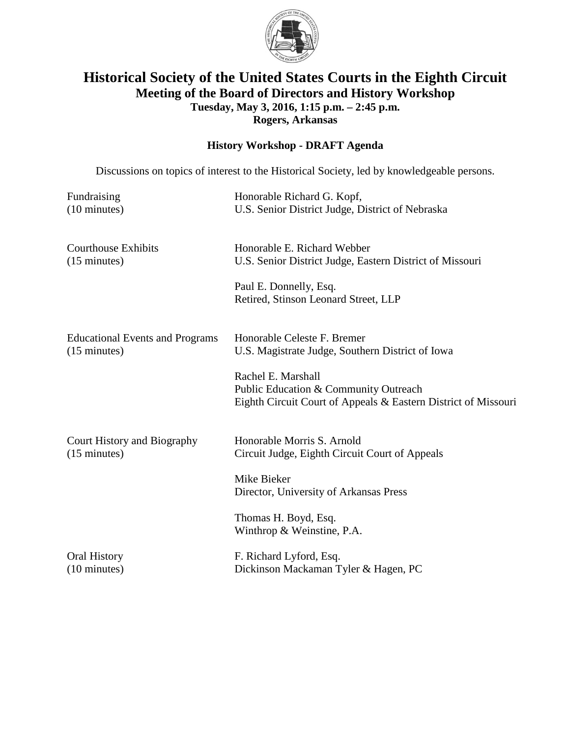# Historical Society of the United States Courts in the Eighth Circuit

## Meeting of the Board of Directors and History Workshop

### Tuesday, May 3, 2016, 1:15 p.m. – 2:45 p.m.

### Rogers, Arkansas

**History Workshop - DRAFT Agenda**

Discussions on topics of interest to the Historical Society, led by knowledgeable persons.

| | |
|---|---|
| Fundraising<br>(10 minutes) | Honorable Richard G. Kopf,<br>U.S. Senior District Judge, District of Nebraska |
| Courthouse Exhibits<br>(15 minutes) | Honorable E. Richard Webber<br>U.S. Senior District Judge, Eastern District of Missouri<br><br>Paul E. Donnelly, Esq.<br>Retired, Stinson Leonard Street, LLP |
| Educational Events and Programs<br>(15 minutes) | Honorable Celeste F. Bremer<br>U.S. Magistrate Judge, Southern District of Iowa<br><br>Rachel E. Marshall<br>Public Education & Community Outreach<br>Eighth Circuit Court of Appeals & Eastern District of Missouri |
| Court History and Biography<br>(15 minutes) | Honorable Morris S. Arnold<br>Circuit Judge, Eighth Circuit Court of Appeals<br><br>Mike Bieker<br>Director, University of Arkansas Press<br><br>Thomas H. Boyd, Esq.<br>Winthrop & Weinstine, P.A. |
| Oral History<br>(10 minutes) | F. Richard Lyford, Esq.<br>Dickinson Mackaman Tyler & Hagen, PC |